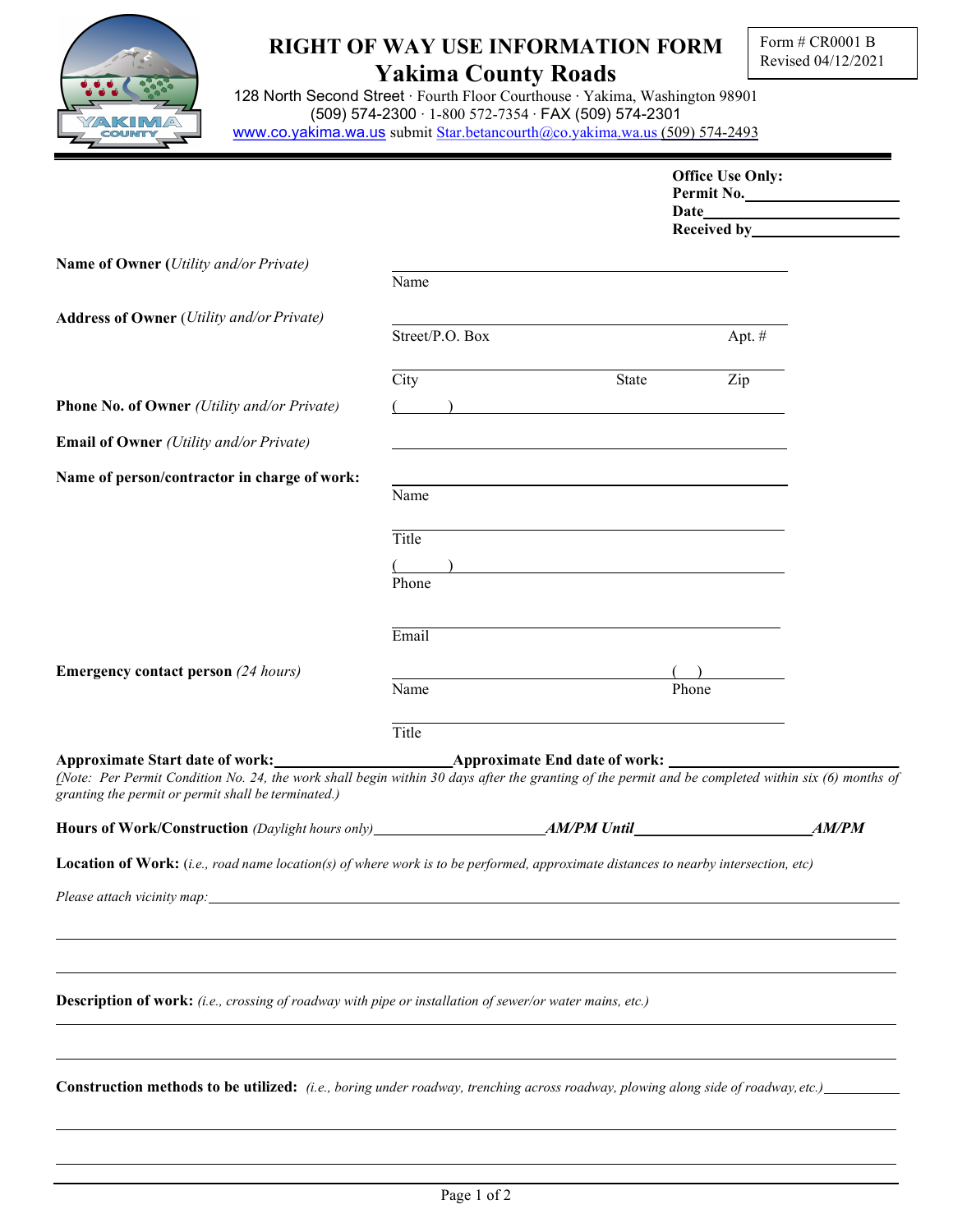# RIGHT OF WAY USE INFORMATION FORM

## Yakima County Roads

Form # CR0001 B
Revised 04/12/2021

128 North Second Street · Fourth Floor Courthouse · Yakima, Washington 98901
(509) 574-2300 · 1-800 572-7354 · FAX (509) 574-2301
www.co.yakima.wa.us submit Star.betancourth@co.yakima.wa.us (509) 574-2493

**Office Use Only:**
**Permit No.**\_\_\_\_\_\_\_\_\_\_\_\_\_\_\_\_\_\_\_\_
**Date**\_\_\_\_\_\_\_\_\_\_\_\_\_\_\_\_\_\_\_\_
**Received by**\_\_\_\_\_\_\_\_\_\_\_\_\_\_\_\_\_\_\_\_

**Name of Owner (***Utility and/or Private)* \_\_\_\_\_\_\_\_\_\_\_\_\_\_\_\_\_\_\_\_
Name

**Address of Owner** (*Utility and/or Private)* \_\_\_\_\_\_\_\_\_\_\_\_\_\_\_\_\_\_\_\_
Street/P.O. Box Apt. #

\_\_\_\_\_\_\_\_\_\_\_\_\_\_\_\_\_\_\_\_
City State Zip

**Phone No. of Owner** *(Utility and/or Private)* (       ) \_\_\_\_\_\_\_\_\_\_\_\_\_\_\_\_\_\_\_\_

**Email of Owner** *(Utility and/or Private)* \_\_\_\_\_\_\_\_\_\_\_\_\_\_\_\_\_\_\_\_

**Name of person/contractor in charge of work:** \_\_\_\_\_\_\_\_\_\_\_\_\_\_\_\_\_\_\_\_
Name

\_\_\_\_\_\_\_\_\_\_\_\_\_\_\_\_\_\_\_\_
Title

(       ) \_\_\_\_\_\_\_\_\_\_\_\_\_\_\_\_\_\_\_\_
Phone

\_\_\_\_\_\_\_\_\_\_\_\_\_\_\_\_\_\_\_\_
Email

**Emergency contact person** *(24 hours)* \_\_\_\_\_\_\_\_\_\_\_\_\_\_\_\_\_\_\_\_ (    ) \_\_\_\_\_\_\_\_
Name Phone

\_\_\_\_\_\_\_\_\_\_\_\_\_\_\_\_\_\_\_\_
Title

**Approximate Start date of work:**\_\_\_\_\_\_\_\_\_\_\_\_\_\_\_\_\_\_\_\_ **Approximate End date of work:** \_\_\_\_\_\_\_\_\_\_\_\_\_\_\_\_\_\_\_\_
*(Note: Per Permit Condition No. 24, the work shall begin within 30 days after the granting of the permit and be completed within six (6) months of granting the permit or permit shall be terminated.)*

**Hours of Work/Construction** *(Daylight hours only)*\_\_\_\_\_\_\_\_\_\_\_\_\_\_\_\_\_\_\_\_***AM/PM Until***\_\_\_\_\_\_\_\_\_\_\_\_\_\_\_\_\_\_\_\_***AM/PM***

**Location of Work:** (*i.e., road name location(s) of where work is to be performed, approximate distances to nearby intersection, etc)*

*Please attach vicinity map:*\_\_\_\_\_\_\_\_\_\_\_\_\_\_\_\_\_\_\_\_\_\_\_\_\_\_\_\_\_\_\_\_\_\_\_\_\_\_\_\_

\_\_\_\_\_\_\_\_\_\_\_\_\_\_\_\_\_\_\_\_\_\_\_\_\_\_\_\_\_\_\_\_\_\_\_\_\_\_\_\_\_\_\_\_\_\_\_\_\_\_\_\_\_\_\_\_

\_\_\_\_\_\_\_\_\_\_\_\_\_\_\_\_\_\_\_\_\_\_\_\_\_\_\_\_\_\_\_\_\_\_\_\_\_\_\_\_\_\_\_\_\_\_\_\_\_\_\_\_\_\_\_\_

**Description of work:** *(i.e., crossing of roadway with pipe or installation of sewer/or water mains, etc.)*

\_\_\_\_\_\_\_\_\_\_\_\_\_\_\_\_\_\_\_\_\_\_\_\_\_\_\_\_\_\_\_\_\_\_\_\_\_\_\_\_\_\_\_\_\_\_\_\_\_\_\_\_\_\_\_\_

\_\_\_\_\_\_\_\_\_\_\_\_\_\_\_\_\_\_\_\_\_\_\_\_\_\_\_\_\_\_\_\_\_\_\_\_\_\_\_\_\_\_\_\_\_\_\_\_\_\_\_\_\_\_\_\_

**Construction methods to be utilized:** *(i.e., boring under roadway, trenching across roadway, plowing along side of roadway, etc.)*\_\_\_\_\_\_\_\_

\_\_\_\_\_\_\_\_\_\_\_\_\_\_\_\_\_\_\_\_\_\_\_\_\_\_\_\_\_\_\_\_\_\_\_\_\_\_\_\_\_\_\_\_\_\_\_\_\_\_\_\_\_\_\_\_

\_\_\_\_\_\_\_\_\_\_\_\_\_\_\_\_\_\_\_\_\_\_\_\_\_\_\_\_\_\_\_\_\_\_\_\_\_\_\_\_\_\_\_\_\_\_\_\_\_\_\_\_\_\_\_\_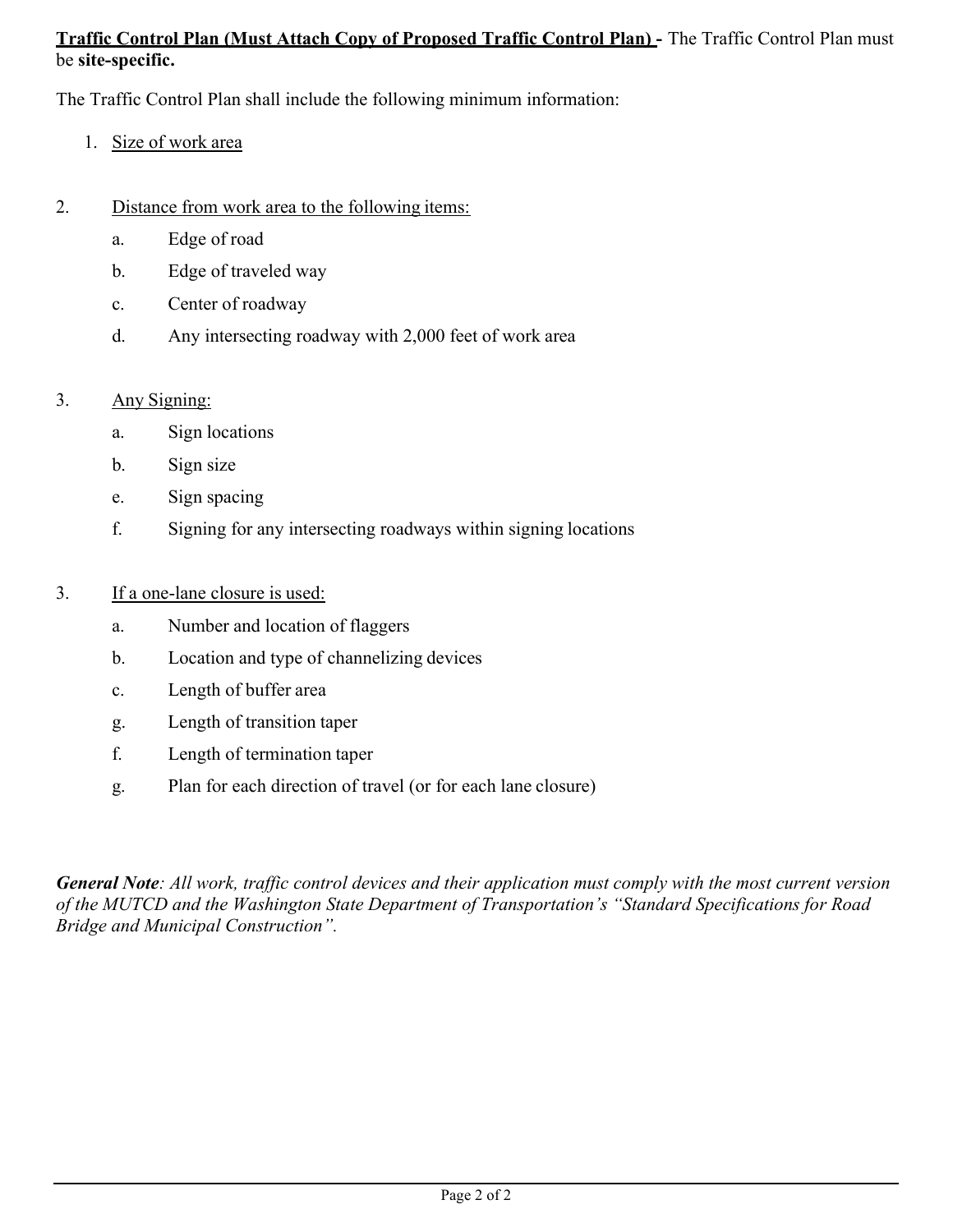**<u>Traffic Control Plan (Must Attach Copy of Proposed Traffic Control Plan) -</u>** The Traffic Control Plan must be **site-specific.**

The Traffic Control Plan shall include the following minimum information:

1. <u>Size of work area</u>

2. <u>Distance from work area to the following items:</u>
   - a. Edge of road
   - b. Edge of traveled way
   - c. Center of roadway
   - d. Any intersecting roadway with 2,000 feet of work area

3. <u>Any Signing:</u>
   - a. Sign locations
   - b. Sign size
   - e. Sign spacing
   - f. Signing for any intersecting roadways within signing locations

3. <u>If a one-lane closure is used:</u>
   - a. Number and location of flaggers
   - b. Location and type of channelizing devices
   - c. Length of buffer area
   - g. Length of transition taper
   - f. Length of termination taper
   - g. Plan for each direction of travel (or for each lane closure)

***General Note****: All work, traffic control devices and their application must comply with the most current version of the MUTCD and the Washington State Department of Transportation's "Standard Specifications for Road Bridge and Municipal Construction".*